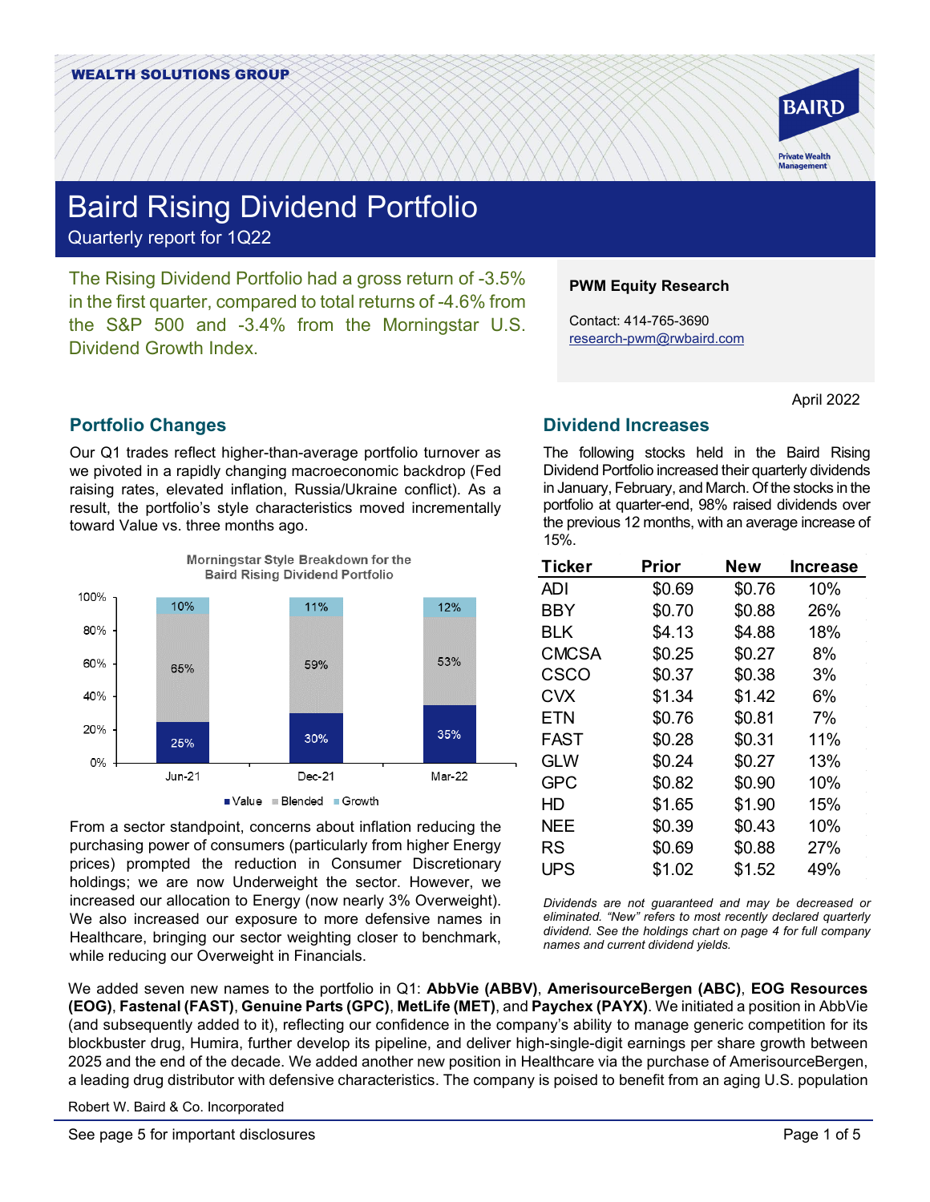WEALTH SOLUTIONS GROUP

# Baird Rising Dividend Portfolio

Quarterly report for 1Q22

The Rising Dividend Portfolio had a gross return of -3.5% in the first quarter, compared to total returns of -4.6% from the S&P 500 and -3.4% from the Morningstar U.S. Dividend Growth Index.

**PWM Equity Research**

Contact: 414-765-3690
research-pwm@rwbaird.com

April 2022

## Portfolio Changes

Our Q1 trades reflect higher-than-average portfolio turnover as we pivoted in a rapidly changing macroeconomic backdrop (Fed raising rates, elevated inflation, Russia/Ukraine conflict). As a result, the portfolio's style characteristics moved incrementally toward Value vs. three months ago.

**Morningstar Style Breakdown for the Baird Rising Dividend Portfolio**

| | Jun-21 | Dec-21 | Mar-22 |
|---|---|---|---|
| Value | 25% | 30% | 35% |
| Blended | 65% | 59% | 53% |
| Growth | 10% | 11% | 12% |

From a sector standpoint, concerns about inflation reducing the purchasing power of consumers (particularly from higher Energy prices) prompted the reduction in Consumer Discretionary holdings; we are now Underweight the sector. However, we increased our allocation to Energy (now nearly 3% Overweight). We also increased our exposure to more defensive names in Healthcare, bringing our sector weighting closer to benchmark, while reducing our Overweight in Financials.

## Dividend Increases

The following stocks held in the Baird Rising Dividend Portfolio increased their quarterly dividends in January, February, and March. Of the stocks in the portfolio at quarter-end, 98% raised dividends over the previous 12 months, with an average increase of 15%.

| Ticker | Prior | New | Increase |
|---|---|---|---|
| ADI | $0.69 | $0.76 | 10% |
| BBY | $0.70 | $0.88 | 26% |
| BLK | $4.13 | $4.88 | 18% |
| CMCSA | $0.25 | $0.27 | 8% |
| CSCO | $0.37 | $0.38 | 3% |
| CVX | $1.34 | $1.42 | 6% |
| ETN | $0.76 | $0.81 | 7% |
| FAST | $0.28 | $0.31 | 11% |
| GLW | $0.24 | $0.27 | 13% |
| GPC | $0.82 | $0.90 | 10% |
| HD | $1.65 | $1.90 | 15% |
| NEE | $0.39 | $0.43 | 10% |
| RS | $0.69 | $0.88 | 27% |
| UPS | $1.02 | $1.52 | 49% |

*Dividends are not guaranteed and may be decreased or eliminated. "New" refers to most recently declared quarterly dividend. See the holdings chart on page 4 for full company names and current dividend yields.*

We added seven new names to the portfolio in Q1: **AbbVie (ABBV)**, **AmerisourceBergen (ABC)**, **EOG Resources (EOG)**, **Fastenal (FAST)**, **Genuine Parts (GPC)**, **MetLife (MET)**, and **Paychex (PAYX)**. We initiated a position in AbbVie (and subsequently added to it), reflecting our confidence in the company's ability to manage generic competition for its blockbuster drug, Humira, further develop its pipeline, and deliver high-single-digit earnings per share growth between 2025 and the end of the decade. We added another new position in Healthcare via the purchase of AmerisourceBergen, a leading drug distributor with defensive characteristics. The company is poised to benefit from an aging U.S. population

Robert W. Baird & Co. Incorporated

See page 5 for important disclosures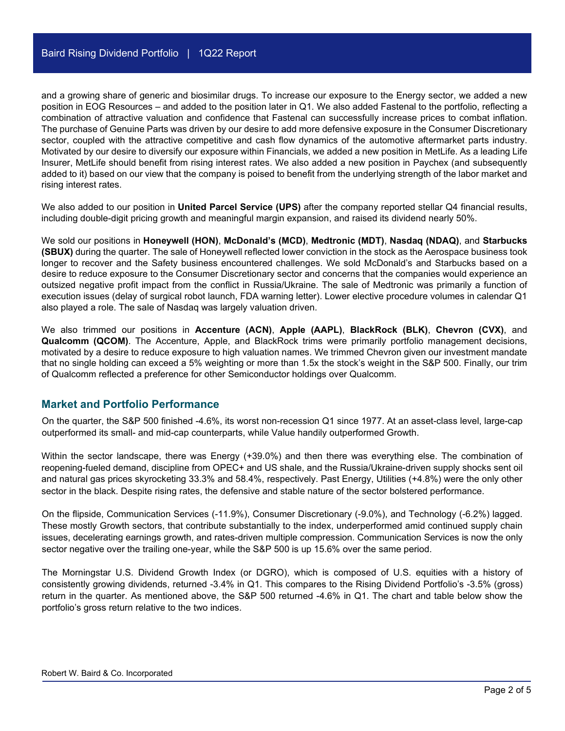and a growing share of generic and biosimilar drugs. To increase our exposure to the Energy sector, we added a new position in EOG Resources – and added to the position later in Q1. We also added Fastenal to the portfolio, reflecting a combination of attractive valuation and confidence that Fastenal can successfully increase prices to combat inflation. The purchase of Genuine Parts was driven by our desire to add more defensive exposure in the Consumer Discretionary sector, coupled with the attractive competitive and cash flow dynamics of the automotive aftermarket parts industry. Motivated by our desire to diversify our exposure within Financials, we added a new position in MetLife. As a leading Life Insurer, MetLife should benefit from rising interest rates. We also added a new position in Paychex (and subsequently added to it) based on our view that the company is poised to benefit from the underlying strength of the labor market and rising interest rates.

We also added to our position in **United Parcel Service (UPS)** after the company reported stellar Q4 financial results, including double-digit pricing growth and meaningful margin expansion, and raised its dividend nearly 50%.

We sold our positions in **Honeywell (HON)**, **McDonald's (MCD)**, **Medtronic (MDT)**, **Nasdaq (NDAQ)**, and **Starbucks (SBUX)** during the quarter. The sale of Honeywell reflected lower conviction in the stock as the Aerospace business took longer to recover and the Safety business encountered challenges. We sold McDonald's and Starbucks based on a desire to reduce exposure to the Consumer Discretionary sector and concerns that the companies would experience an outsized negative profit impact from the conflict in Russia/Ukraine. The sale of Medtronic was primarily a function of execution issues (delay of surgical robot launch, FDA warning letter). Lower elective procedure volumes in calendar Q1 also played a role. The sale of Nasdaq was largely valuation driven.

We also trimmed our positions in **Accenture (ACN)**, **Apple (AAPL)**, **BlackRock (BLK)**, **Chevron (CVX)**, and **Qualcomm (QCOM)**. The Accenture, Apple, and BlackRock trims were primarily portfolio management decisions, motivated by a desire to reduce exposure to high valuation names. We trimmed Chevron given our investment mandate that no single holding can exceed a 5% weighting or more than 1.5x the stock's weight in the S&P 500. Finally, our trim of Qualcomm reflected a preference for other Semiconductor holdings over Qualcomm.

## Market and Portfolio Performance

On the quarter, the S&P 500 finished -4.6%, its worst non-recession Q1 since 1977. At an asset-class level, large-cap outperformed its small- and mid-cap counterparts, while Value handily outperformed Growth.

Within the sector landscape, there was Energy (+39.0%) and then there was everything else. The combination of reopening-fueled demand, discipline from OPEC+ and US shale, and the Russia/Ukraine-driven supply shocks sent oil and natural gas prices skyrocketing 33.3% and 58.4%, respectively. Past Energy, Utilities (+4.8%) were the only other sector in the black. Despite rising rates, the defensive and stable nature of the sector bolstered performance.

On the flipside, Communication Services (-11.9%), Consumer Discretionary (-9.0%), and Technology (-6.2%) lagged. These mostly Growth sectors, that contribute substantially to the index, underperformed amid continued supply chain issues, decelerating earnings growth, and rates-driven multiple compression. Communication Services is now the only sector negative over the trailing one-year, while the S&P 500 is up 15.6% over the same period.

The Morningstar U.S. Dividend Growth Index (or DGRO), which is composed of U.S. equities with a history of consistently growing dividends, returned -3.4% in Q1. This compares to the Rising Dividend Portfolio's -3.5% (gross) return in the quarter. As mentioned above, the S&P 500 returned -4.6% in Q1. The chart and table below show the portfolio's gross return relative to the two indices.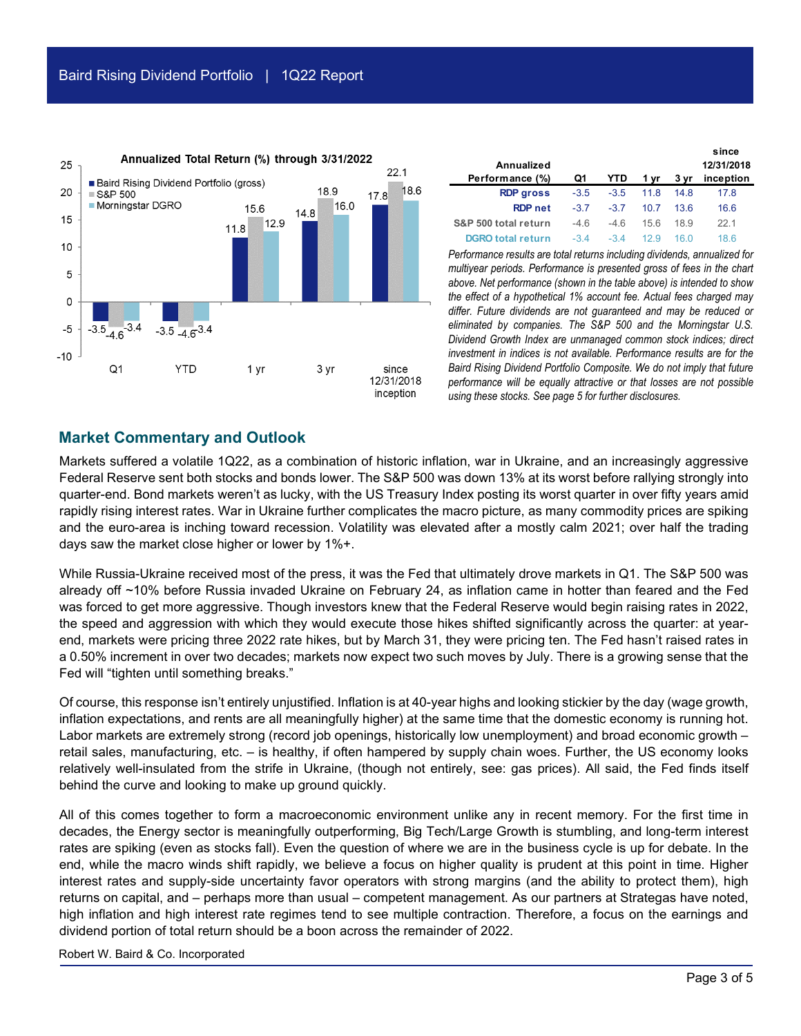Baird Rising Dividend Portfolio | 1Q22 Report

**Annualized Total Return (%) through 3/31/2022**

| | Q1 | YTD | 1 yr | 3 yr | since 12/31/2018 inception |
|---|---|---|---|---|---|
| Baird Rising Dividend Portfolio (gross) | -3.5 | -3.5 | 11.8 | 14.8 | 17.8 |
| S&P 500 | -4.6 | -4.6 | 15.6 | 18.9 | 22.1 |
| Morningstar DGRO | -3.4 | -3.4 | 12.9 | 16.0 | 18.6 |

| Annualized Performance (%) | Q1 | YTD | 1 yr | 3 yr | since 12/31/2018 inception |
|---|---|---|---|---|---|
| RDP gross | -3.5 | -3.5 | 11.8 | 14.8 | 17.8 |
| RDP net | -3.7 | -3.7 | 10.7 | 13.6 | 16.6 |
| S&P 500 total return | -4.6 | -4.6 | 15.6 | 18.9 | 22.1 |
| DGRO total return | -3.4 | -3.4 | 12.9 | 16.0 | 18.6 |

*Performance results are total returns including dividends, annualized for multiyear periods. Performance is presented gross of fees in the chart above. Net performance (shown in the table above) is intended to show the effect of a hypothetical 1% account fee. Actual fees charged may differ. Future dividends are not guaranteed and may be reduced or eliminated by companies. The S&P 500 and the Morningstar U.S. Dividend Growth Index are unmanaged common stock indices; direct investment in indices is not available. Performance results are for the Baird Rising Dividend Portfolio Composite. We do not imply that future performance will be equally attractive or that losses are not possible using these stocks. See page 5 for further disclosures.*

## Market Commentary and Outlook

Markets suffered a volatile 1Q22, as a combination of historic inflation, war in Ukraine, and an increasingly aggressive Federal Reserve sent both stocks and bonds lower. The S&P 500 was down 13% at its worst before rallying strongly into quarter-end. Bond markets weren't as lucky, with the US Treasury Index posting its worst quarter in over fifty years amid rapidly rising interest rates. War in Ukraine further complicates the macro picture, as many commodity prices are spiking and the euro-area is inching toward recession. Volatility was elevated after a mostly calm 2021; over half the trading days saw the market close higher or lower by 1%+.

While Russia-Ukraine received most of the press, it was the Fed that ultimately drove markets in Q1. The S&P 500 was already off ~10% before Russia invaded Ukraine on February 24, as inflation came in hotter than feared and the Fed was forced to get more aggressive. Though investors knew that the Federal Reserve would begin raising rates in 2022, the speed and aggression with which they would execute those hikes shifted significantly across the quarter: at year-end, markets were pricing three 2022 rate hikes, but by March 31, they were pricing ten. The Fed hasn't raised rates in a 0.50% increment in over two decades; markets now expect two such moves by July. There is a growing sense that the Fed will "tighten until something breaks."

Of course, this response isn't entirely unjustified. Inflation is at 40-year highs and looking stickier by the day (wage growth, inflation expectations, and rents are all meaningfully higher) at the same time that the domestic economy is running hot. Labor markets are extremely strong (record job openings, historically low unemployment) and broad economic growth – retail sales, manufacturing, etc. – is healthy, if often hampered by supply chain woes. Further, the US economy looks relatively well-insulated from the strife in Ukraine, (though not entirely, see: gas prices). All said, the Fed finds itself behind the curve and looking to make up ground quickly.

All of this comes together to form a macroeconomic environment unlike any in recent memory. For the first time in decades, the Energy sector is meaningfully outperforming, Big Tech/Large Growth is stumbling, and long-term interest rates are spiking (even as stocks fall). Even the question of where we are in the business cycle is up for debate. In the end, while the macro winds shift rapidly, we believe a focus on higher quality is prudent at this point in time. Higher interest rates and supply-side uncertainty favor operators with strong margins (and the ability to protect them), high returns on capital, and – perhaps more than usual – competent management. As our partners at Strategas have noted, high inflation and high interest rate regimes tend to see multiple contraction. Therefore, a focus on the earnings and dividend portion of total return should be a boon across the remainder of 2022.

Robert W. Baird & Co. Incorporated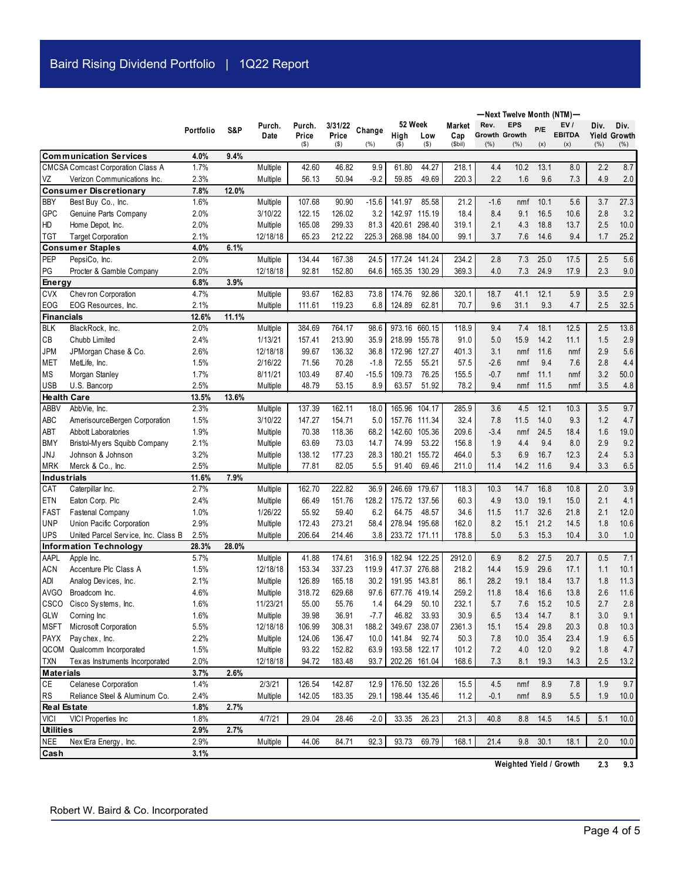# Baird Rising Dividend Portfolio | 1Q22 Report

| Ticker | Company | Portfolio | S&P | Purch. Date | Purch. Price ($) | 3/31/22 Price ($) | Change (%) | 52 Week High ($) | 52 Week Low ($) | Market Cap ($bil) | NTM Rev. Growth (%) | NTM EPS Growth (%) | NTM P/E (x) | NTM EV / EBITDA (x) | Div. Yield (%) | Div. Growth (%) |
|---|---|---|---|---|---|---|---|---|---|---|---|---|---|---|---|---|
| **Communication Services** | | **4.0%** | **9.4%** | | | | | | | | | | | | | |
| CMCSA | Comcast Corporation Class A | 1.7% | | Multiple | 42.60 | 46.82 | 9.9 | 61.80 | 44.27 | 218.1 | 4.4 | 10.2 | 13.1 | 8.0 | 2.2 | 8.7 |
| VZ | Verizon Communications Inc. | 2.3% | | Multiple | 56.13 | 50.94 | -9.2 | 59.85 | 49.69 | 220.3 | 2.2 | 1.6 | 9.6 | 7.3 | 4.9 | 2.0 |
| **Consumer Discretionary** | | **7.8%** | **12.0%** | | | | | | | | | | | | | |
| BBY | Best Buy Co., Inc. | 1.6% | | Multiple | 107.68 | 90.90 | -15.6 | 141.97 | 85.58 | 21.2 | -1.6 | nmf | 10.1 | 5.6 | 3.7 | 27.3 |
| GPC | Genuine Parts Company | 2.0% | | 3/10/22 | 122.15 | 126.02 | 3.2 | 142.97 | 115.19 | 18.4 | 8.4 | 9.1 | 16.5 | 10.6 | 2.8 | 3.2 |
| HD | Home Depot, Inc. | 2.0% | | Multiple | 165.08 | 299.33 | 81.3 | 420.61 | 298.40 | 319.1 | 2.1 | 4.3 | 18.8 | 13.7 | 2.5 | 10.0 |
| TGT | Target Corporation | 2.1% | | 12/18/18 | 65.23 | 212.22 | 225.3 | 268.98 | 184.00 | 99.1 | 3.7 | 7.6 | 14.6 | 9.4 | 1.7 | 25.2 |
| **Consumer Staples** | | **4.0%** | **6.1%** | | | | | | | | | | | | | |
| PEP | PepsiCo, Inc. | 2.0% | | Multiple | 134.44 | 167.38 | 24.5 | 177.24 | 141.24 | 234.2 | 2.8 | 7.3 | 25.0 | 17.5 | 2.5 | 5.6 |
| PG | Procter & Gamble Company | 2.0% | | 12/18/18 | 92.81 | 152.80 | 64.6 | 165.35 | 130.29 | 369.3 | 4.0 | 7.3 | 24.9 | 17.9 | 2.3 | 9.0 |
| **Energy** | | **6.8%** | **3.9%** | | | | | | | | | | | | | |
| CVX | Chevron Corporation | 4.7% | | Multiple | 93.67 | 162.83 | 73.8 | 174.76 | 92.86 | 320.1 | 18.7 | 41.1 | 12.1 | 5.9 | 3.5 | 2.9 |
| EOG | EOG Resources, Inc. | 2.1% | | Multiple | 111.61 | 119.23 | 6.8 | 124.89 | 62.81 | 70.7 | 9.6 | 31.1 | 9.3 | 4.7 | 2.5 | 32.5 |
| **Financials** | | **12.6%** | **11.1%** | | | | | | | | | | | | | |
| BLK | BlackRock, Inc. | 2.0% | | Multiple | 384.69 | 764.17 | 98.6 | 973.16 | 660.15 | 118.9 | 9.4 | 7.4 | 18.1 | 12.5 | 2.5 | 13.8 |
| CB | Chubb Limited | 2.4% | | 1/13/21 | 157.41 | 213.90 | 35.9 | 218.99 | 155.78 | 91.0 | 5.0 | 15.9 | 14.2 | 11.1 | 1.5 | 2.9 |
| JPM | JPMorgan Chase & Co. | 2.6% | | 12/18/18 | 99.67 | 136.32 | 36.8 | 172.96 | 127.27 | 401.3 | 3.1 | nmf | 11.6 | nmf | 2.9 | 5.6 |
| MET | MetLife, Inc. | 1.5% | | 2/16/22 | 71.56 | 70.28 | -1.8 | 72.55 | 55.21 | 57.5 | -2.6 | nmf | 9.4 | 7.6 | 2.8 | 4.4 |
| MS | Morgan Stanley | 1.7% | | 8/11/21 | 103.49 | 87.40 | -15.5 | 109.73 | 76.25 | 155.5 | -0.7 | nmf | 11.1 | nmf | 3.2 | 50.0 |
| USB | U.S. Bancorp | 2.5% | | Multiple | 48.79 | 53.15 | 8.9 | 63.57 | 51.92 | 78.2 | 9.4 | nmf | 11.5 | nmf | 3.5 | 4.8 |
| **Health Care** | | **13.5%** | **13.6%** | | | | | | | | | | | | | |
| ABBV | AbbVie, Inc. | 2.3% | | Multiple | 137.39 | 162.11 | 18.0 | 165.96 | 104.17 | 285.9 | 3.6 | 4.5 | 12.1 | 10.3 | 3.5 | 9.7 |
| ABC | AmerisourceBergen Corporation | 1.5% | | 3/10/22 | 147.27 | 154.71 | 5.0 | 157.76 | 111.34 | 32.4 | 7.8 | 11.5 | 14.0 | 9.3 | 1.2 | 4.7 |
| ABT | Abbott Laboratories | 1.9% | | Multiple | 70.38 | 118.36 | 68.2 | 142.60 | 105.36 | 209.6 | -3.4 | nmf | 24.5 | 18.4 | 1.6 | 19.0 |
| BMY | Bristol-Myers Squibb Company | 2.1% | | Multiple | 63.69 | 73.03 | 14.7 | 74.99 | 53.22 | 156.8 | 1.9 | 4.4 | 9.4 | 8.0 | 2.9 | 9.2 |
| JNJ | Johnson & Johnson | 3.2% | | Multiple | 138.12 | 177.23 | 28.3 | 180.21 | 155.72 | 464.0 | 5.3 | 6.9 | 16.7 | 12.3 | 2.4 | 5.3 |
| MRK | Merck & Co., Inc. | 2.5% | | Multiple | 77.81 | 82.05 | 5.5 | 91.40 | 69.46 | 211.0 | 11.4 | 14.2 | 11.6 | 9.4 | 3.3 | 6.5 |
| **Industrials** | | **11.6%** | **7.9%** | | | | | | | | | | | | | |
| CAT | Caterpillar Inc. | 2.7% | | Multiple | 162.70 | 222.82 | 36.9 | 246.69 | 179.67 | 118.3 | 10.3 | 14.7 | 16.8 | 10.8 | 2.0 | 3.9 |
| ETN | Eaton Corp. Plc | 2.4% | | Multiple | 66.49 | 151.76 | 128.2 | 175.72 | 137.56 | 60.3 | 4.9 | 13.0 | 19.1 | 15.0 | 2.1 | 4.1 |
| FAST | Fastenal Company | 1.0% | | 1/26/22 | 55.92 | 59.40 | 6.2 | 64.75 | 48.57 | 34.6 | 11.5 | 11.7 | 32.6 | 21.8 | 2.1 | 12.0 |
| UNP | Union Pacific Corporation | 2.9% | | Multiple | 172.43 | 273.21 | 58.4 | 278.94 | 195.68 | 162.0 | 8.2 | 15.1 | 21.2 | 14.5 | 1.8 | 10.6 |
| UPS | United Parcel Service, Inc. Class B | 2.5% | | Multiple | 206.64 | 214.46 | 3.8 | 233.72 | 171.11 | 178.8 | 5.0 | 5.3 | 15.3 | 10.4 | 3.0 | 1.0 |
| **Information Technology** | | **28.3%** | **28.0%** | | | | | | | | | | | | | |
| AAPL | Apple Inc. | 5.7% | | Multiple | 41.88 | 174.61 | 316.9 | 182.94 | 122.25 | 2912.0 | 6.9 | 8.2 | 27.5 | 20.7 | 0.5 | 7.1 |
| ACN | Accenture Plc Class A | 1.5% | | 12/18/18 | 153.34 | 337.23 | 119.9 | 417.37 | 276.88 | 218.2 | 14.4 | 15.9 | 29.6 | 17.1 | 1.1 | 10.1 |
| ADI | Analog Devices, Inc. | 2.1% | | Multiple | 126.89 | 165.18 | 30.2 | 191.95 | 143.81 | 86.1 | 28.2 | 19.1 | 18.4 | 13.7 | 1.8 | 11.3 |
| AVGO | Broadcom Inc. | 4.6% | | Multiple | 318.72 | 629.68 | 97.6 | 677.76 | 419.14 | 259.2 | 11.8 | 18.4 | 16.6 | 13.8 | 2.6 | 11.6 |
| CSCO | Cisco Systems, Inc. | 1.6% | | 11/23/21 | 55.00 | 55.76 | 1.4 | 64.29 | 50.10 | 232.1 | 5.7 | 7.6 | 15.2 | 10.5 | 2.7 | 2.8 |
| GLW | Corning Inc | 1.6% | | Multiple | 39.98 | 36.91 | -7.7 | 46.82 | 33.93 | 30.9 | 6.5 | 13.4 | 14.7 | 8.1 | 3.0 | 9.1 |
| MSFT | Microsoft Corporation | 5.5% | | 12/18/18 | 106.99 | 308.31 | 188.2 | 349.67 | 238.07 | 2361.3 | 15.1 | 15.4 | 29.8 | 20.3 | 0.8 | 10.3 |
| PAYX | Paychex, Inc. | 2.2% | | Multiple | 124.06 | 136.47 | 10.0 | 141.84 | 92.74 | 50.3 | 7.8 | 10.0 | 35.4 | 23.4 | 1.9 | 6.5 |
| QCOM | Qualcomm Incorporated | 1.5% | | Multiple | 93.22 | 152.82 | 63.9 | 193.58 | 122.17 | 101.2 | 7.2 | 4.0 | 12.0 | 9.2 | 1.8 | 4.7 |
| TXN | Texas Instruments Incorporated | 2.0% | | 12/18/18 | 94.72 | 183.48 | 93.7 | 202.26 | 161.04 | 168.6 | 7.3 | 8.1 | 19.3 | 14.3 | 2.5 | 13.2 |
| **Materials** | | **3.7%** | **2.6%** | | | | | | | | | | | | | |
| CE | Celanese Corporation | 1.4% | | 2/3/21 | 126.54 | 142.87 | 12.9 | 176.50 | 132.26 | 15.5 | 4.5 | nmf | 8.9 | 7.8 | 1.9 | 9.7 |
| RS | Reliance Steel & Aluminum Co. | 2.4% | | Multiple | 142.05 | 183.35 | 29.1 | 198.44 | 135.46 | 11.2 | -0.1 | nmf | 8.9 | 5.5 | 1.9 | 10.0 |
| **Real Estate** | | **1.8%** | **2.7%** | | | | | | | | | | | | | |
| VICI | VICI Properties Inc | 1.8% | | 4/7/21 | 29.04 | 28.46 | -2.0 | 33.35 | 26.23 | 21.3 | 40.8 | 8.8 | 14.5 | 14.5 | 5.1 | 10.0 |
| **Utilities** | | **2.9%** | **2.7%** | | | | | | | | | | | | | |
| NEE | NextEra Energy, Inc. | 2.9% | | Multiple | 44.06 | 84.71 | 92.3 | 93.73 | 69.79 | 168.1 | 21.4 | 9.8 | 30.1 | 18.1 | 2.0 | 10.0 |
| **Cash** | | **3.1%** | | | | | | | | | | | | | | |
| | | | | | | | | | | | | | | **Weighted Yield / Growth** | **2.3** | **9.3** |

Robert W. Baird & Co. Incorporated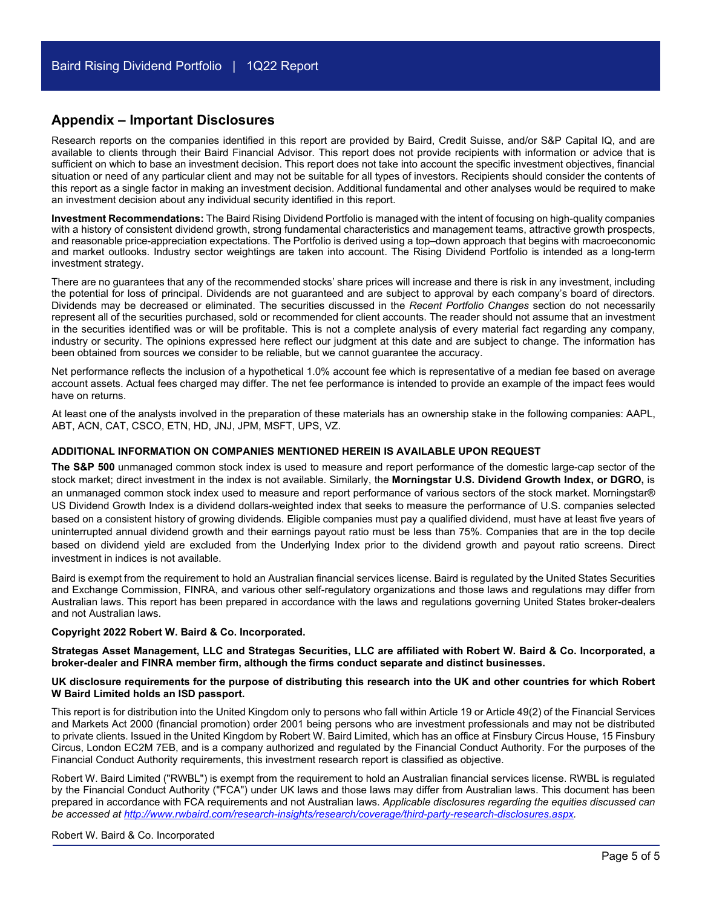## Appendix – Important Disclosures

Research reports on the companies identified in this report are provided by Baird, Credit Suisse, and/or S&P Capital IQ, and are available to clients through their Baird Financial Advisor. This report does not provide recipients with information or advice that is sufficient on which to base an investment decision. This report does not take into account the specific investment objectives, financial situation or need of any particular client and may not be suitable for all types of investors. Recipients should consider the contents of this report as a single factor in making an investment decision. Additional fundamental and other analyses would be required to make an investment decision about any individual security identified in this report.

**Investment Recommendations:** The Baird Rising Dividend Portfolio is managed with the intent of focusing on high-quality companies with a history of consistent dividend growth, strong fundamental characteristics and management teams, attractive growth prospects, and reasonable price-appreciation expectations. The Portfolio is derived using a top–down approach that begins with macroeconomic and market outlooks. Industry sector weightings are taken into account. The Rising Dividend Portfolio is intended as a long-term investment strategy.

There are no guarantees that any of the recommended stocks' share prices will increase and there is risk in any investment, including the potential for loss of principal. Dividends are not guaranteed and are subject to approval by each company's board of directors. Dividends may be decreased or eliminated. The securities discussed in the *Recent Portfolio Changes* section do not necessarily represent all of the securities purchased, sold or recommended for client accounts. The reader should not assume that an investment in the securities identified was or will be profitable. This is not a complete analysis of every material fact regarding any company, industry or security. The opinions expressed here reflect our judgment at this date and are subject to change. The information has been obtained from sources we consider to be reliable, but we cannot guarantee the accuracy.

Net performance reflects the inclusion of a hypothetical 1.0% account fee which is representative of a median fee based on average account assets. Actual fees charged may differ. The net fee performance is intended to provide an example of the impact fees would have on returns.

At least one of the analysts involved in the preparation of these materials has an ownership stake in the following companies: AAPL, ABT, ACN, CAT, CSCO, ETN, HD, JNJ, JPM, MSFT, UPS, VZ.

**ADDITIONAL INFORMATION ON COMPANIES MENTIONED HEREIN IS AVAILABLE UPON REQUEST**

**The S&P 500** unmanaged common stock index is used to measure and report performance of the domestic large-cap sector of the stock market; direct investment in the index is not available. Similarly, the **Morningstar U.S. Dividend Growth Index, or DGRO,** is an unmanaged common stock index used to measure and report performance of various sectors of the stock market. Morningstar® US Dividend Growth Index is a dividend dollars-weighted index that seeks to measure the performance of U.S. companies selected based on a consistent history of growing dividends. Eligible companies must pay a qualified dividend, must have at least five years of uninterrupted annual dividend growth and their earnings payout ratio must be less than 75%. Companies that are in the top decile based on dividend yield are excluded from the Underlying Index prior to the dividend growth and payout ratio screens. Direct investment in indices is not available.

Baird is exempt from the requirement to hold an Australian financial services license. Baird is regulated by the United States Securities and Exchange Commission, FINRA, and various other self-regulatory organizations and those laws and regulations may differ from Australian laws. This report has been prepared in accordance with the laws and regulations governing United States broker-dealers and not Australian laws.

**Copyright 2022 Robert W. Baird & Co. Incorporated.**

**Strategas Asset Management, LLC and Strategas Securities, LLC are affiliated with Robert W. Baird & Co. Incorporated, a broker-dealer and FINRA member firm, although the firms conduct separate and distinct businesses.**

**UK disclosure requirements for the purpose of distributing this research into the UK and other countries for which Robert W Baird Limited holds an ISD passport.**

This report is for distribution into the United Kingdom only to persons who fall within Article 19 or Article 49(2) of the Financial Services and Markets Act 2000 (financial promotion) order 2001 being persons who are investment professionals and may not be distributed to private clients. Issued in the United Kingdom by Robert W. Baird Limited, which has an office at Finsbury Circus House, 15 Finsbury Circus, London EC2M 7EB, and is a company authorized and regulated by the Financial Conduct Authority. For the purposes of the Financial Conduct Authority requirements, this investment research report is classified as objective.

Robert W. Baird Limited ("RWBL") is exempt from the requirement to hold an Australian financial services license. RWBL is regulated by the Financial Conduct Authority ("FCA") under UK laws and those laws may differ from Australian laws. This document has been prepared in accordance with FCA requirements and not Australian laws. *Applicable disclosures regarding the equities discussed can be accessed at http://www.rwbaird.com/research-insights/research/coverage/third-party-research-disclosures.aspx.*

Robert W. Baird & Co. Incorporated